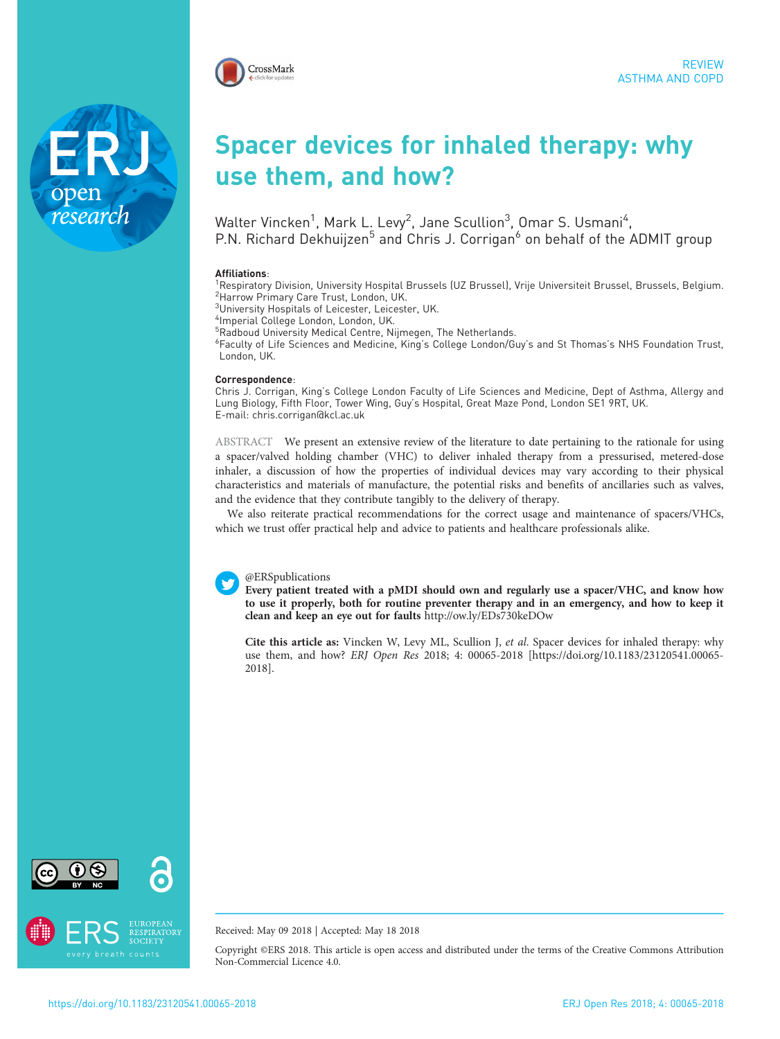REVIEW
ASTHMA AND COPD

# Spacer devices for inhaled therapy: why use them, and how?

Walter Vincken[1], Mark L. Levy[2], Jane Scullion[3], Omar S. Usmani[4], P.N. Richard Dekhuijzen[5] and Chris J. Corrigan[6] on behalf of the ADMIT group

**Affiliations**:
[1]Respiratory Division, University Hospital Brussels (UZ Brussel), Vrije Universiteit Brussel, Brussels, Belgium.
[2]Harrow Primary Care Trust, London, UK.
[3]University Hospitals of Leicester, Leicester, UK.
[4]Imperial College London, London, UK.
[5]Radboud University Medical Centre, Nijmegen, The Netherlands.
[6]Faculty of Life Sciences and Medicine, King's College London/Guy's and St Thomas's NHS Foundation Trust, London, UK.

**Correspondence**:
Chris J. Corrigan, King's College London Faculty of Life Sciences and Medicine, Dept of Asthma, Allergy and Lung Biology, Fifth Floor, Tower Wing, Guy's Hospital, Great Maze Pond, London SE1 9RT, UK.
E-mail: chris.corrigan@kcl.ac.uk

ABSTRACT We present an extensive review of the literature to date pertaining to the rationale for using a spacer/valved holding chamber (VHC) to deliver inhaled therapy from a pressurised, metered-dose inhaler, a discussion of how the properties of individual devices may vary according to their physical characteristics and materials of manufacture, the potential risks and benefits of ancillaries such as valves, and the evidence that they contribute tangibly to the delivery of therapy.

We also reiterate practical recommendations for the correct usage and maintenance of spacers/VHCs, which we trust offer practical help and advice to patients and healthcare professionals alike.

@ERSpublications
**Every patient treated with a pMDI should own and regularly use a spacer/VHC, and know how to use it properly, both for routine preventer therapy and in an emergency, and how to keep it clean and keep an eye out for faults** http://ow.ly/EDs730keDOw

**Cite this article as:** Vincken W, Levy ML, Scullion J, *et al*. Spacer devices for inhaled therapy: why use them, and how? *ERJ Open Res* 2018; 4: 00065-2018 [https://doi.org/10.1183/23120541.00065-2018].

Received: May 09 2018 | Accepted: May 18 2018

Copyright ©ERS 2018. This article is open access and distributed under the terms of the Creative Commons Attribution Non-Commercial Licence 4.0.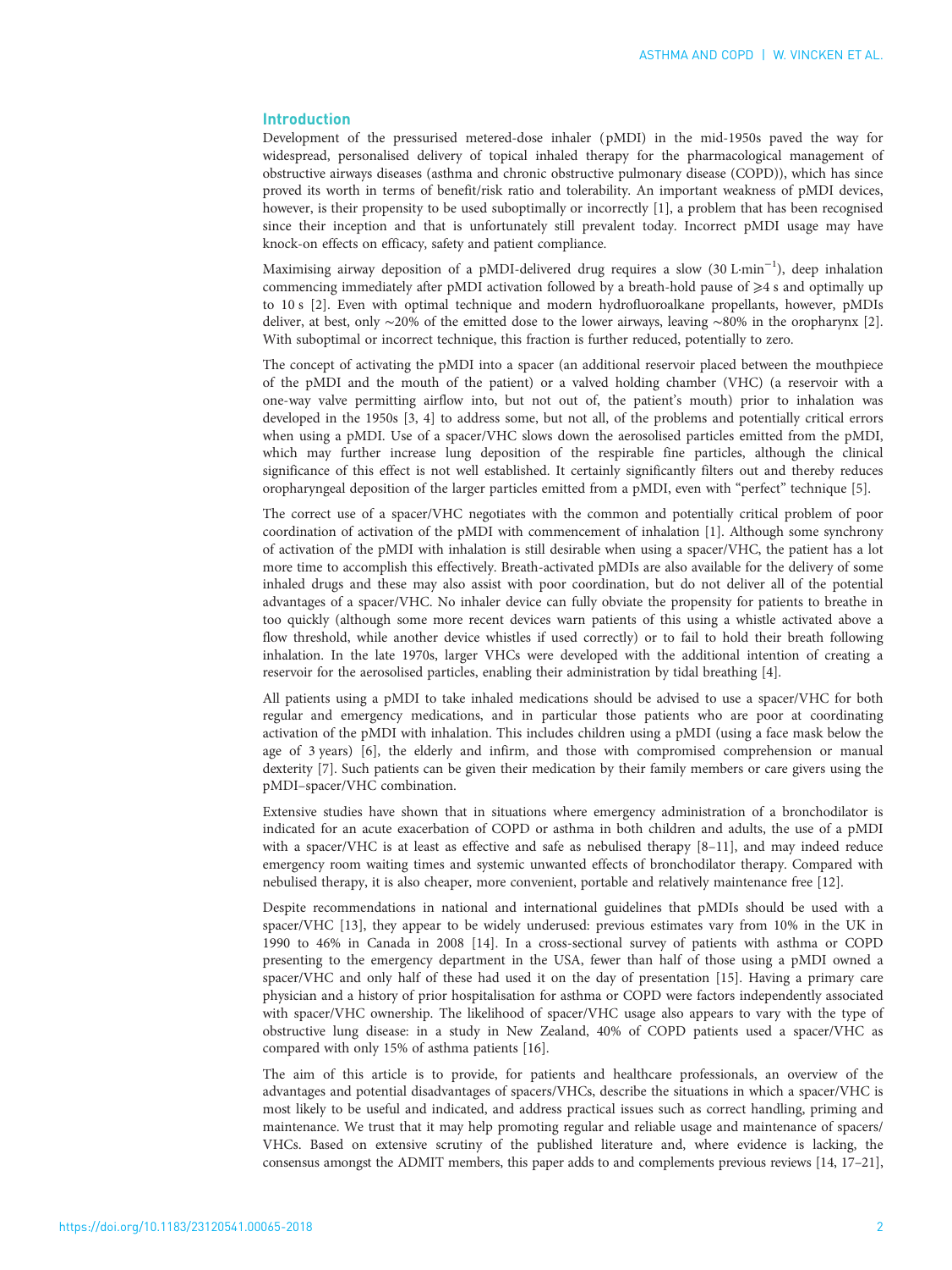## Introduction

Development of the pressurised metered-dose inhaler (pMDI) in the mid-1950s paved the way for widespread, personalised delivery of topical inhaled therapy for the pharmacological management of obstructive airways diseases (asthma and chronic obstructive pulmonary disease (COPD)), which has since proved its worth in terms of benefit/risk ratio and tolerability. An important weakness of pMDI devices, however, is their propensity to be used suboptimally or incorrectly [1], a problem that has been recognised since their inception and that is unfortunately still prevalent today. Incorrect pMDI usage may have knock-on effects on efficacy, safety and patient compliance.

Maximising airway deposition of a pMDI-delivered drug requires a slow (30 $L \cdot min^{-1}$), deep inhalation commencing immediately after pMDI activation followed by a breath-hold pause of ⩾4 s and optimally up to 10 s [2]. Even with optimal technique and modern hydrofluoroalkane propellants, however, pMDIs deliver, at best, only ∼20% of the emitted dose to the lower airways, leaving ∼80% in the oropharynx [2]. With suboptimal or incorrect technique, this fraction is further reduced, potentially to zero.

The concept of activating the pMDI into a spacer (an additional reservoir placed between the mouthpiece of the pMDI and the mouth of the patient) or a valved holding chamber (VHC) (a reservoir with a one-way valve permitting airflow into, but not out of, the patient's mouth) prior to inhalation was developed in the 1950s [3, 4] to address some, but not all, of the problems and potentially critical errors when using a pMDI. Use of a spacer/VHC slows down the aerosolised particles emitted from the pMDI, which may further increase lung deposition of the respirable fine particles, although the clinical significance of this effect is not well established. It certainly significantly filters out and thereby reduces oropharyngeal deposition of the larger particles emitted from a pMDI, even with "perfect" technique [5].

The correct use of a spacer/VHC negotiates with the common and potentially critical problem of poor coordination of activation of the pMDI with commencement of inhalation [1]. Although some synchrony of activation of the pMDI with inhalation is still desirable when using a spacer/VHC, the patient has a lot more time to accomplish this effectively. Breath-activated pMDIs are also available for the delivery of some inhaled drugs and these may also assist with poor coordination, but do not deliver all of the potential advantages of a spacer/VHC. No inhaler device can fully obviate the propensity for patients to breathe in too quickly (although some more recent devices warn patients of this using a whistle activated above a flow threshold, while another device whistles if used correctly) or to fail to hold their breath following inhalation. In the late 1970s, larger VHCs were developed with the additional intention of creating a reservoir for the aerosolised particles, enabling their administration by tidal breathing [4].

All patients using a pMDI to take inhaled medications should be advised to use a spacer/VHC for both regular and emergency medications, and in particular those patients who are poor at coordinating activation of the pMDI with inhalation. This includes children using a pMDI (using a face mask below the age of 3 years) [6], the elderly and infirm, and those with compromised comprehension or manual dexterity [7]. Such patients can be given their medication by their family members or care givers using the pMDI–spacer/VHC combination.

Extensive studies have shown that in situations where emergency administration of a bronchodilator is indicated for an acute exacerbation of COPD or asthma in both children and adults, the use of a pMDI with a spacer/VHC is at least as effective and safe as nebulised therapy [8–11], and may indeed reduce emergency room waiting times and systemic unwanted effects of bronchodilator therapy. Compared with nebulised therapy, it is also cheaper, more convenient, portable and relatively maintenance free [12].

Despite recommendations in national and international guidelines that pMDIs should be used with a spacer/VHC [13], they appear to be widely underused: previous estimates vary from 10% in the UK in 1990 to 46% in Canada in 2008 [14]. In a cross-sectional survey of patients with asthma or COPD presenting to the emergency department in the USA, fewer than half of those using a pMDI owned a spacer/VHC and only half of these had used it on the day of presentation [15]. Having a primary care physician and a history of prior hospitalisation for asthma or COPD were factors independently associated with spacer/VHC ownership. The likelihood of spacer/VHC usage also appears to vary with the type of obstructive lung disease: in a study in New Zealand, 40% of COPD patients used a spacer/VHC as compared with only 15% of asthma patients [16].

The aim of this article is to provide, for patients and healthcare professionals, an overview of the advantages and potential disadvantages of spacers/VHCs, describe the situations in which a spacer/VHC is most likely to be useful and indicated, and address practical issues such as correct handling, priming and maintenance. We trust that it may help promoting regular and reliable usage and maintenance of spacers/VHCs. Based on extensive scrutiny of the published literature and, where evidence is lacking, the consensus amongst the ADMIT members, this paper adds to and complements previous reviews [14, 17–21],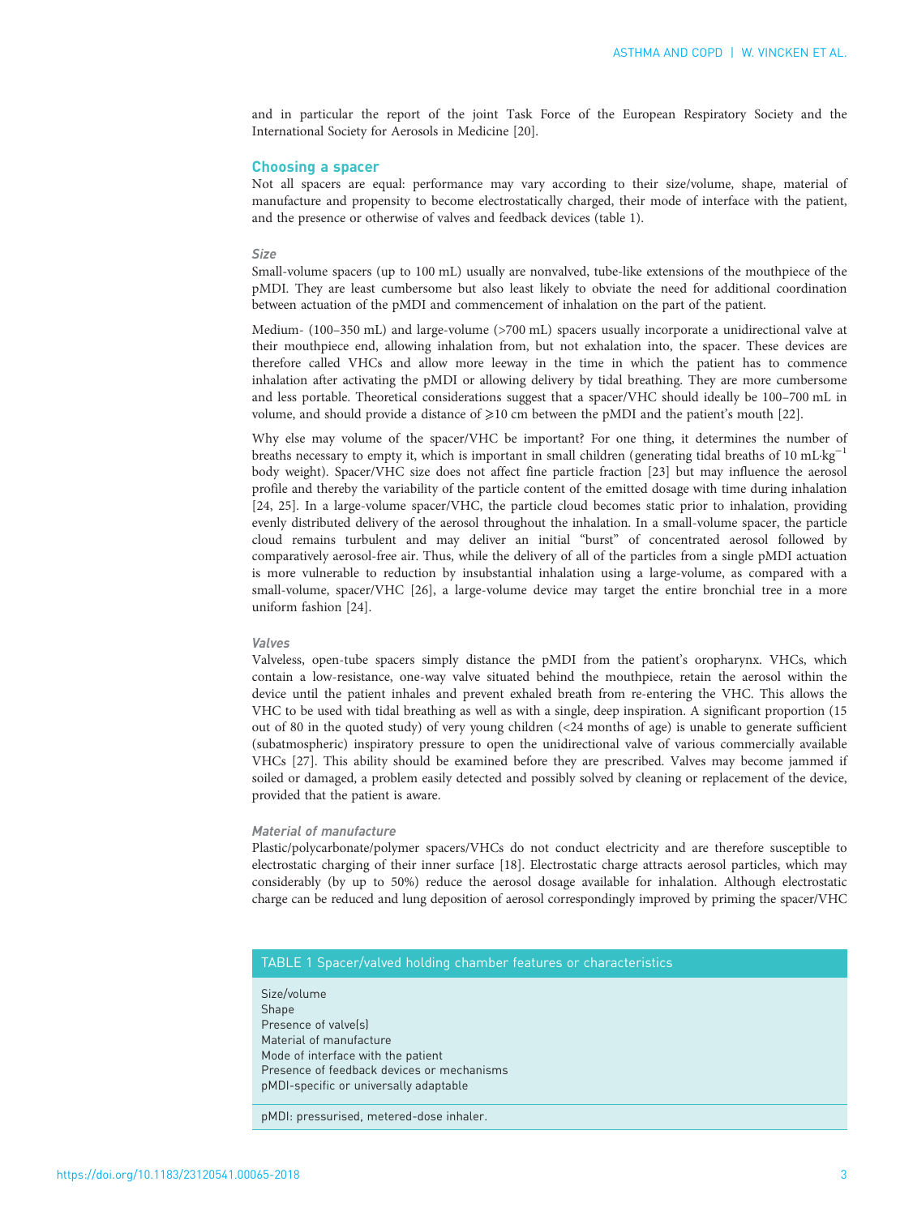and in particular the report of the joint Task Force of the European Respiratory Society and the International Society for Aerosols in Medicine [20].

## Choosing a spacer

Not all spacers are equal: performance may vary according to their size/volume, shape, material of manufacture and propensity to become electrostatically charged, their mode of interface with the patient, and the presence or otherwise of valves and feedback devices (table 1).

### Size

Small-volume spacers (up to 100 mL) usually are nonvalved, tube-like extensions of the mouthpiece of the pMDI. They are least cumbersome but also least likely to obviate the need for additional coordination between actuation of the pMDI and commencement of inhalation on the part of the patient.

Medium- (100–350 mL) and large-volume (>700 mL) spacers usually incorporate a unidirectional valve at their mouthpiece end, allowing inhalation from, but not exhalation into, the spacer. These devices are therefore called VHCs and allow more leeway in the time in which the patient has to commence inhalation after activating the pMDI or allowing delivery by tidal breathing. They are more cumbersome and less portable. Theoretical considerations suggest that a spacer/VHC should ideally be 100–700 mL in volume, and should provide a distance of ⩾10 cm between the pMDI and the patient's mouth [22].

Why else may volume of the spacer/VHC be important? For one thing, it determines the number of breaths necessary to empty it, which is important in small children (generating tidal breaths of 10 $mL \cdot kg^{-1}$ body weight). Spacer/VHC size does not affect fine particle fraction [23] but may influence the aerosol profile and thereby the variability of the particle content of the emitted dosage with time during inhalation [24, 25]. In a large-volume spacer/VHC, the particle cloud becomes static prior to inhalation, providing evenly distributed delivery of the aerosol throughout the inhalation. In a small-volume spacer, the particle cloud remains turbulent and may deliver an initial "burst" of concentrated aerosol followed by comparatively aerosol-free air. Thus, while the delivery of all of the particles from a single pMDI actuation is more vulnerable to reduction by insubstantial inhalation using a large-volume, as compared with a small-volume, spacer/VHC [26], a large-volume device may target the entire bronchial tree in a more uniform fashion [24].

### Valves

Valveless, open-tube spacers simply distance the pMDI from the patient's oropharynx. VHCs, which contain a low-resistance, one-way valve situated behind the mouthpiece, retain the aerosol within the device until the patient inhales and prevent exhaled breath from re-entering the VHC. This allows the VHC to be used with tidal breathing as well as with a single, deep inspiration. A significant proportion (15 out of 80 in the quoted study) of very young children (<24 months of age) is unable to generate sufficient (subatmospheric) inspiratory pressure to open the unidirectional valve of various commercially available VHCs [27]. This ability should be examined before they are prescribed. Valves may become jammed if soiled or damaged, a problem easily detected and possibly solved by cleaning or replacement of the device, provided that the patient is aware.

### Material of manufacture

Plastic/polycarbonate/polymer spacers/VHCs do not conduct electricity and are therefore susceptible to electrostatic charging of their inner surface [18]. Electrostatic charge attracts aerosol particles, which may considerably (by up to 50%) reduce the aerosol dosage available for inhalation. Although electrostatic charge can be reduced and lung deposition of aerosol correspondingly improved by priming the spacer/VHC

| TABLE 1 Spacer/valved holding chamber features or characteristics |
|---|
| Size/volume |
| Shape |
| Presence of valve(s) |
| Material of manufacture |
| Mode of interface with the patient |
| Presence of feedback devices or mechanisms |
| pMDI-specific or universally adaptable |

pMDI: pressurised, metered-dose inhaler.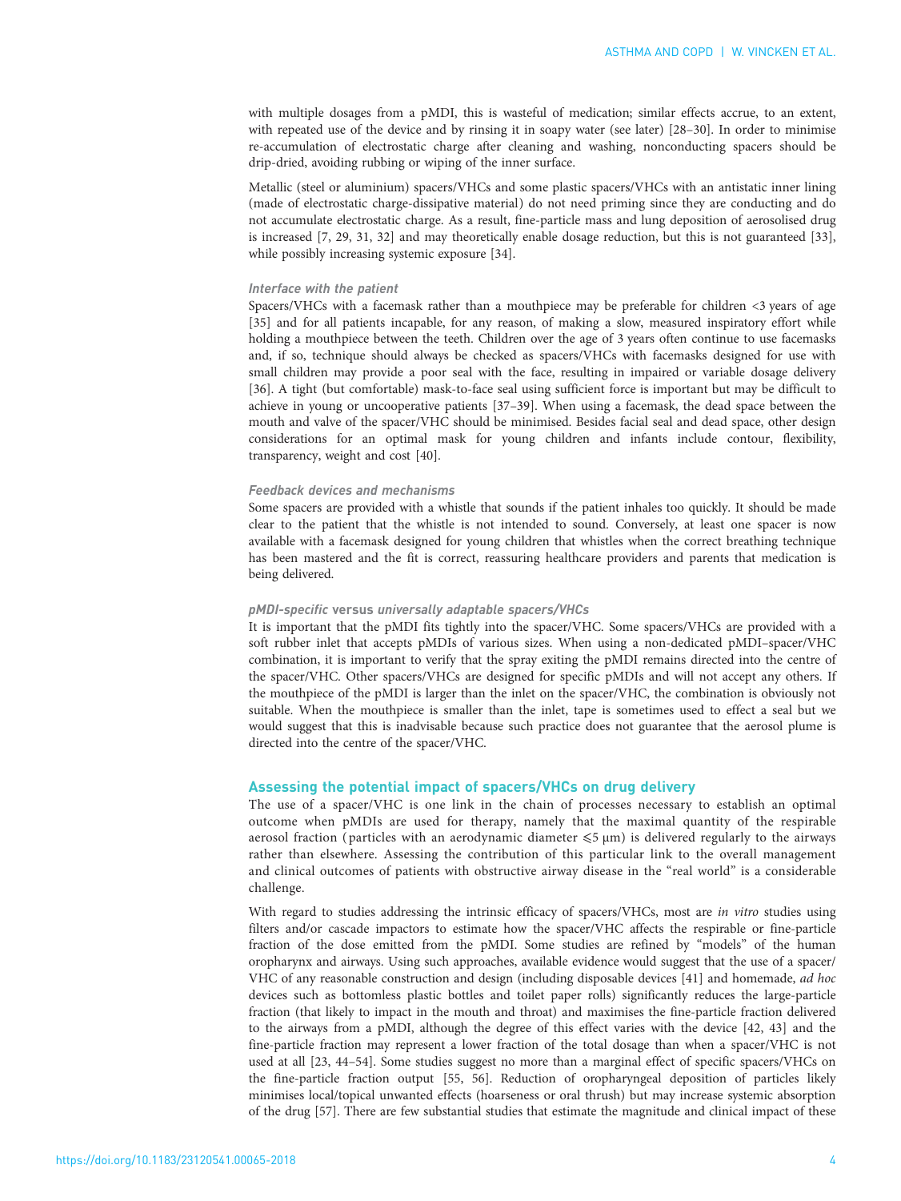with multiple dosages from a pMDI, this is wasteful of medication; similar effects accrue, to an extent, with repeated use of the device and by rinsing it in soapy water (see later) [28–30]. In order to minimise re-accumulation of electrostatic charge after cleaning and washing, nonconducting spacers should be drip-dried, avoiding rubbing or wiping of the inner surface.

Metallic (steel or aluminium) spacers/VHCs and some plastic spacers/VHCs with an antistatic inner lining (made of electrostatic charge-dissipative material) do not need priming since they are conducting and do not accumulate electrostatic charge. As a result, fine-particle mass and lung deposition of aerosolised drug is increased [7, 29, 31, 32] and may theoretically enable dosage reduction, but this is not guaranteed [33], while possibly increasing systemic exposure [34].

#### *Interface with the patient*

Spacers/VHCs with a facemask rather than a mouthpiece may be preferable for children <3 years of age [35] and for all patients incapable, for any reason, of making a slow, measured inspiratory effort while holding a mouthpiece between the teeth. Children over the age of 3 years often continue to use facemasks and, if so, technique should always be checked as spacers/VHCs with facemasks designed for use with small children may provide a poor seal with the face, resulting in impaired or variable dosage delivery [36]. A tight (but comfortable) mask-to-face seal using sufficient force is important but may be difficult to achieve in young or uncooperative patients [37–39]. When using a facemask, the dead space between the mouth and valve of the spacer/VHC should be minimised. Besides facial seal and dead space, other design considerations for an optimal mask for young children and infants include contour, flexibility, transparency, weight and cost [40].

#### *Feedback devices and mechanisms*

Some spacers are provided with a whistle that sounds if the patient inhales too quickly. It should be made clear to the patient that the whistle is not intended to sound. Conversely, at least one spacer is now available with a facemask designed for young children that whistles when the correct breathing technique has been mastered and the fit is correct, reassuring healthcare providers and parents that medication is being delivered.

#### *pMDI-specific* versus *universally adaptable spacers/VHCs*

It is important that the pMDI fits tightly into the spacer/VHC. Some spacers/VHCs are provided with a soft rubber inlet that accepts pMDIs of various sizes. When using a non-dedicated pMDI–spacer/VHC combination, it is important to verify that the spray exiting the pMDI remains directed into the centre of the spacer/VHC. Other spacers/VHCs are designed for specific pMDIs and will not accept any others. If the mouthpiece of the pMDI is larger than the inlet on the spacer/VHC, the combination is obviously not suitable. When the mouthpiece is smaller than the inlet, tape is sometimes used to effect a seal but we would suggest that this is inadvisable because such practice does not guarantee that the aerosol plume is directed into the centre of the spacer/VHC.

### Assessing the potential impact of spacers/VHCs on drug delivery

The use of a spacer/VHC is one link in the chain of processes necessary to establish an optimal outcome when pMDIs are used for therapy, namely that the maximal quantity of the respirable aerosol fraction (particles with an aerodynamic diameter ⩽5 μm) is delivered regularly to the airways rather than elsewhere. Assessing the contribution of this particular link to the overall management and clinical outcomes of patients with obstructive airway disease in the "real world" is a considerable challenge.

With regard to studies addressing the intrinsic efficacy of spacers/VHCs, most are *in vitro* studies using filters and/or cascade impactors to estimate how the spacer/VHC affects the respirable or fine-particle fraction of the dose emitted from the pMDI. Some studies are refined by "models" of the human oropharynx and airways. Using such approaches, available evidence would suggest that the use of a spacer/VHC of any reasonable construction and design (including disposable devices [41] and homemade, *ad hoc* devices such as bottomless plastic bottles and toilet paper rolls) significantly reduces the large-particle fraction (that likely to impact in the mouth and throat) and maximises the fine-particle fraction delivered to the airways from a pMDI, although the degree of this effect varies with the device [42, 43] and the fine-particle fraction may represent a lower fraction of the total dosage than when a spacer/VHC is not used at all [23, 44–54]. Some studies suggest no more than a marginal effect of specific spacers/VHCs on the fine-particle fraction output [55, 56]. Reduction of oropharyngeal deposition of particles likely minimises local/topical unwanted effects (hoarseness or oral thrush) but may increase systemic absorption of the drug [57]. There are few substantial studies that estimate the magnitude and clinical impact of these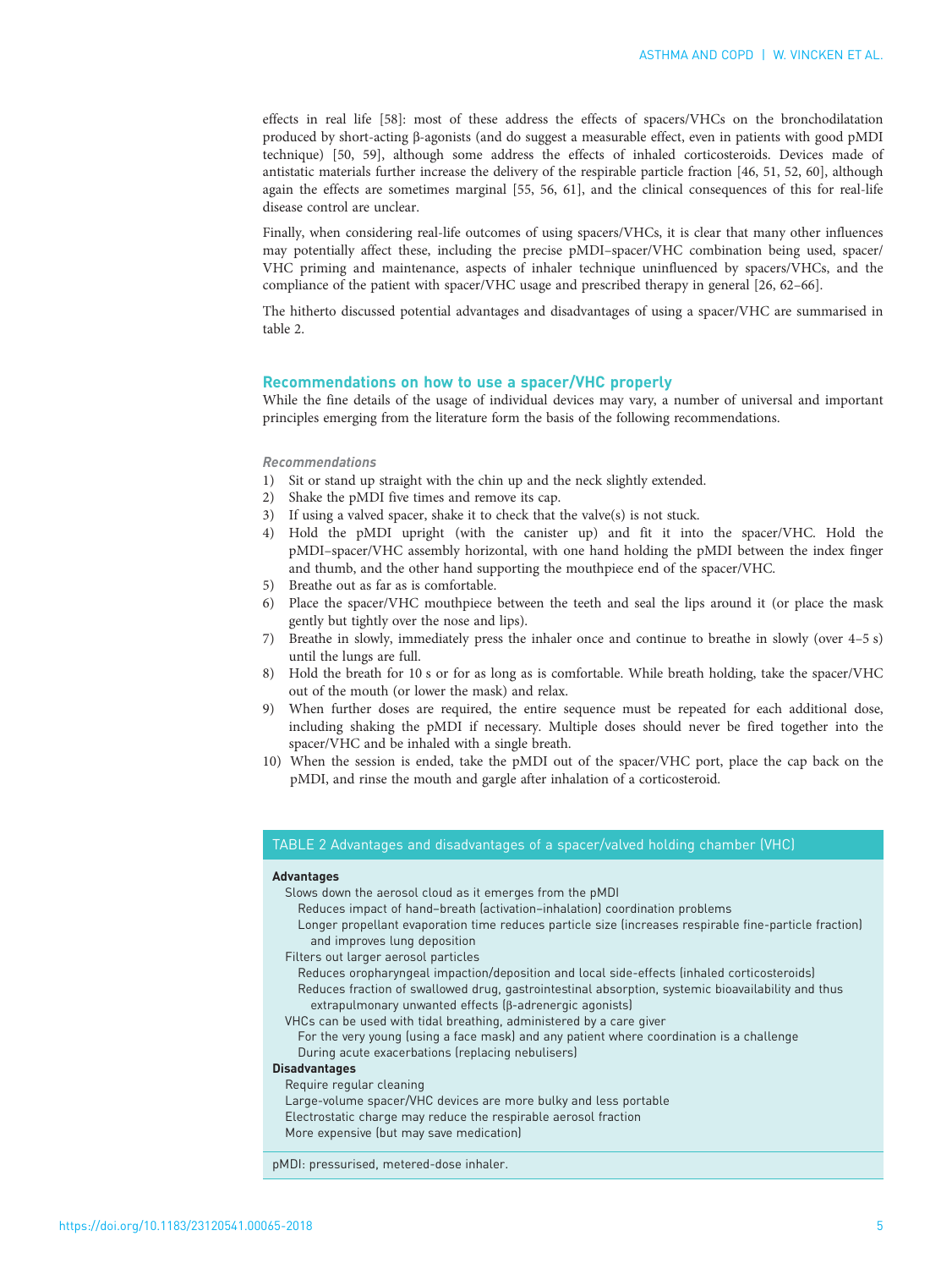effects in real life [58]: most of these address the effects of spacers/VHCs on the bronchodilatation produced by short-acting β-agonists (and do suggest a measurable effect, even in patients with good pMDI technique) [50, 59], although some address the effects of inhaled corticosteroids. Devices made of antistatic materials further increase the delivery of the respirable particle fraction [46, 51, 52, 60], although again the effects are sometimes marginal [55, 56, 61], and the clinical consequences of this for real-life disease control are unclear.

Finally, when considering real-life outcomes of using spacers/VHCs, it is clear that many other influences may potentially affect these, including the precise pMDI–spacer/VHC combination being used, spacer/VHC priming and maintenance, aspects of inhaler technique uninfluenced by spacers/VHCs, and the compliance of the patient with spacer/VHC usage and prescribed therapy in general [26, 62–66].

The hitherto discussed potential advantages and disadvantages of using a spacer/VHC are summarised in table 2.

## Recommendations on how to use a spacer/VHC properly

While the fine details of the usage of individual devices may vary, a number of universal and important principles emerging from the literature form the basis of the following recommendations.

*Recommendations*

1) Sit or stand up straight with the chin up and the neck slightly extended.
2) Shake the pMDI five times and remove its cap.
3) If using a valved spacer, shake it to check that the valve(s) is not stuck.
4) Hold the pMDI upright (with the canister up) and fit it into the spacer/VHC. Hold the pMDI–spacer/VHC assembly horizontal, with one hand holding the pMDI between the index finger and thumb, and the other hand supporting the mouthpiece end of the spacer/VHC.
5) Breathe out as far as is comfortable.
6) Place the spacer/VHC mouthpiece between the teeth and seal the lips around it (or place the mask gently but tightly over the nose and lips).
7) Breathe in slowly, immediately press the inhaler once and continue to breathe in slowly (over 4–5 s) until the lungs are full.
8) Hold the breath for 10 s or for as long as is comfortable. While breath holding, take the spacer/VHC out of the mouth (or lower the mask) and relax.
9) When further doses are required, the entire sequence must be repeated for each additional dose, including shaking the pMDI if necessary. Multiple doses should never be fired together into the spacer/VHC and be inhaled with a single breath.
10) When the session is ended, take the pMDI out of the spacer/VHC port, place the cap back on the pMDI, and rinse the mouth and gargle after inhalation of a corticosteroid.

**TABLE 2 Advantages and disadvantages of a spacer/valved holding chamber (VHC)**

**Advantages**

- Slows down the aerosol cloud as it emerges from the pMDI
  - Reduces impact of hand–breath (activation–inhalation) coordination problems
  - Longer propellant evaporation time reduces particle size (increases respirable fine-particle fraction) and improves lung deposition
- Filters out larger aerosol particles
  - Reduces oropharyngeal impaction/deposition and local side-effects (inhaled corticosteroids)
  - Reduces fraction of swallowed drug, gastrointestinal absorption, systemic bioavailability and thus extrapulmonary unwanted effects (β-adrenergic agonists)
- VHCs can be used with tidal breathing, administered by a care giver
  - For the very young (using a face mask) and any patient where coordination is a challenge
  - During acute exacerbations (replacing nebulisers)

**Disadvantages**

- Require regular cleaning
- Large-volume spacer/VHC devices are more bulky and less portable
- Electrostatic charge may reduce the respirable aerosol fraction
- More expensive (but may save medication)

pMDI: pressurised, metered-dose inhaler.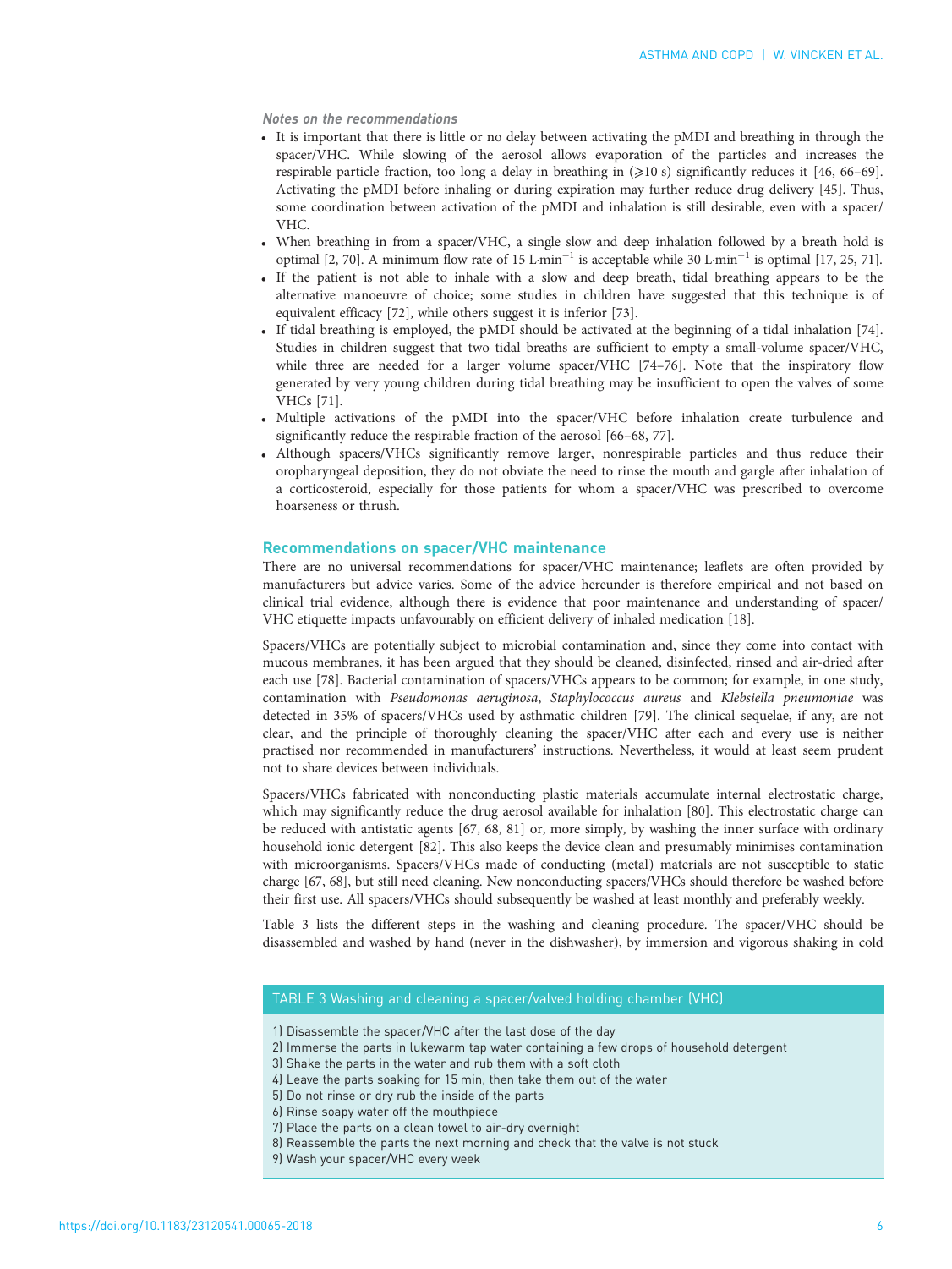*Notes on the recommendations*

- It is important that there is little or no delay between activating the pMDI and breathing in through the spacer/VHC. While slowing of the aerosol allows evaporation of the particles and increases the respirable particle fraction, too long a delay in breathing in (≥10 s) significantly reduces it [46, 66–69]. Activating the pMDI before inhaling or during expiration may further reduce drug delivery [45]. Thus, some coordination between activation of the pMDI and inhalation is still desirable, even with a spacer/VHC.
- When breathing in from a spacer/VHC, a single slow and deep inhalation followed by a breath hold is optimal [2, 70]. A minimum flow rate of 15 $L \cdot min^{-1}$ is acceptable while 30 $L \cdot min^{-1}$ is optimal [17, 25, 71].
- If the patient is not able to inhale with a slow and deep breath, tidal breathing appears to be the alternative manoeuvre of choice; some studies in children have suggested that this technique is of equivalent efficacy [72], while others suggest it is inferior [73].
- If tidal breathing is employed, the pMDI should be activated at the beginning of a tidal inhalation [74]. Studies in children suggest that two tidal breaths are sufficient to empty a small-volume spacer/VHC, while three are needed for a larger volume spacer/VHC [74–76]. Note that the inspiratory flow generated by very young children during tidal breathing may be insufficient to open the valves of some VHCs [71].
- Multiple activations of the pMDI into the spacer/VHC before inhalation create turbulence and significantly reduce the respirable fraction of the aerosol [66–68, 77].
- Although spacers/VHCs significantly remove larger, nonrespirable particles and thus reduce their oropharyngeal deposition, they do not obviate the need to rinse the mouth and gargle after inhalation of a corticosteroid, especially for those patients for whom a spacer/VHC was prescribed to overcome hoarseness or thrush.

## Recommendations on spacer/VHC maintenance

There are no universal recommendations for spacer/VHC maintenance; leaflets are often provided by manufacturers but advice varies. Some of the advice hereunder is therefore empirical and not based on clinical trial evidence, although there is evidence that poor maintenance and understanding of spacer/VHC etiquette impacts unfavourably on efficient delivery of inhaled medication [18].

Spacers/VHCs are potentially subject to microbial contamination and, since they come into contact with mucous membranes, it has been argued that they should be cleaned, disinfected, rinsed and air-dried after each use [78]. Bacterial contamination of spacers/VHCs appears to be common; for example, in one study, contamination with *Pseudomonas aeruginosa*, *Staphylococcus aureus* and *Klebsiella pneumoniae* was detected in 35% of spacers/VHCs used by asthmatic children [79]. The clinical sequelae, if any, are not clear, and the principle of thoroughly cleaning the spacer/VHC after each and every use is neither practised nor recommended in manufacturers' instructions. Nevertheless, it would at least seem prudent not to share devices between individuals.

Spacers/VHCs fabricated with nonconducting plastic materials accumulate internal electrostatic charge, which may significantly reduce the drug aerosol available for inhalation [80]. This electrostatic charge can be reduced with antistatic agents [67, 68, 81] or, more simply, by washing the inner surface with ordinary household ionic detergent [82]. This also keeps the device clean and presumably minimises contamination with microorganisms. Spacers/VHCs made of conducting (metal) materials are not susceptible to static charge [67, 68], but still need cleaning. New nonconducting spacers/VHCs should therefore be washed before their first use. All spacers/VHCs should subsequently be washed at least monthly and preferably weekly.

Table 3 lists the different steps in the washing and cleaning procedure. The spacer/VHC should be disassembled and washed by hand (never in the dishwasher), by immersion and vigorous shaking in cold

TABLE 3 Washing and cleaning a spacer/valved holding chamber (VHC)

1) Disassemble the spacer/VHC after the last dose of the day
2) Immerse the parts in lukewarm tap water containing a few drops of household detergent
3) Shake the parts in the water and rub them with a soft cloth
4) Leave the parts soaking for 15 min, then take them out of the water
5) Do not rinse or dry rub the inside of the parts
6) Rinse soapy water off the mouthpiece
7) Place the parts on a clean towel to air-dry overnight
8) Reassemble the parts the next morning and check that the valve is not stuck
9) Wash your spacer/VHC every week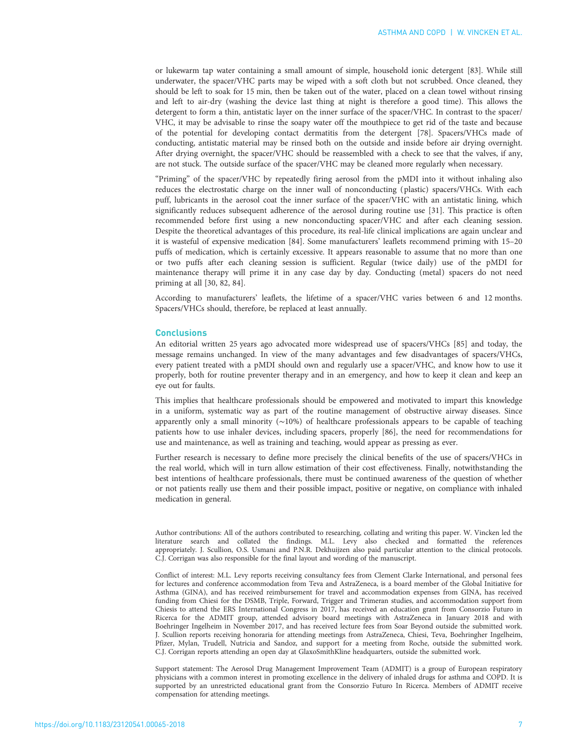or lukewarm tap water containing a small amount of simple, household ionic detergent [83]. While still underwater, the spacer/VHC parts may be wiped with a soft cloth but not scrubbed. Once cleaned, they should be left to soak for 15 min, then be taken out of the water, placed on a clean towel without rinsing and left to air-dry (washing the device last thing at night is therefore a good time). This allows the detergent to form a thin, antistatic layer on the inner surface of the spacer/VHC. In contrast to the spacer/VHC, it may be advisable to rinse the soapy water off the mouthpiece to get rid of the taste and because of the potential for developing contact dermatitis from the detergent [78]. Spacers/VHCs made of conducting, antistatic material may be rinsed both on the outside and inside before air drying overnight. After drying overnight, the spacer/VHC should be reassembled with a check to see that the valves, if any, are not stuck. The outside surface of the spacer/VHC may be cleaned more regularly when necessary.

"Priming" of the spacer/VHC by repeatedly firing aerosol from the pMDI into it without inhaling also reduces the electrostatic charge on the inner wall of nonconducting (plastic) spacers/VHCs. With each puff, lubricants in the aerosol coat the inner surface of the spacer/VHC with an antistatic lining, which significantly reduces subsequent adherence of the aerosol during routine use [31]. This practice is often recommended before first using a new nonconducting spacer/VHC and after each cleaning session. Despite the theoretical advantages of this procedure, its real-life clinical implications are again unclear and it is wasteful of expensive medication [84]. Some manufacturers' leaflets recommend priming with 15–20 puffs of medication, which is certainly excessive. It appears reasonable to assume that no more than one or two puffs after each cleaning session is sufficient. Regular (twice daily) use of the pMDI for maintenance therapy will prime it in any case day by day. Conducting (metal) spacers do not need priming at all [30, 82, 84].

According to manufacturers' leaflets, the lifetime of a spacer/VHC varies between 6 and 12 months. Spacers/VHCs should, therefore, be replaced at least annually.

## Conclusions

An editorial written 25 years ago advocated more widespread use of spacers/VHCs [85] and today, the message remains unchanged. In view of the many advantages and few disadvantages of spacers/VHCs, every patient treated with a pMDI should own and regularly use a spacer/VHC, and know how to use it properly, both for routine preventer therapy and in an emergency, and how to keep it clean and keep an eye out for faults.

This implies that healthcare professionals should be empowered and motivated to impart this knowledge in a uniform, systematic way as part of the routine management of obstructive airway diseases. Since apparently only a small minority (∼10%) of healthcare professionals appears to be capable of teaching patients how to use inhaler devices, including spacers, properly [86], the need for recommendations for use and maintenance, as well as training and teaching, would appear as pressing as ever.

Further research is necessary to define more precisely the clinical benefits of the use of spacers/VHCs in the real world, which will in turn allow estimation of their cost effectiveness. Finally, notwithstanding the best intentions of healthcare professionals, there must be continued awareness of the question of whether or not patients really use them and their possible impact, positive or negative, on compliance with inhaled medication in general.

Author contributions: All of the authors contributed to researching, collating and writing this paper. W. Vincken led the literature search and collated the findings. M.L. Levy also checked and formatted the references appropriately. J. Scullion, O.S. Usmani and P.N.R. Dekhuijzen also paid particular attention to the clinical protocols. C.J. Corrigan was also responsible for the final layout and wording of the manuscript.

Conflict of interest: M.L. Levy reports receiving consultancy fees from Clement Clarke International, and personal fees for lectures and conference accommodation from Teva and AstraZeneca, is a board member of the Global Initiative for Asthma (GINA), and has received reimbursement for travel and accommodation expenses from GINA, has received funding from Chiesi for the DSMB, Triple, Forward, Trigger and Trimeran studies, and accommodation support from Chiesis to attend the ERS International Congress in 2017, has received an education grant from Consorzio Futuro in Ricerca for the ADMIT group, attended advisory board meetings with AstraZeneca in January 2018 and with Boehringer Ingelheim in November 2017, and has received lecture fees from Soar Beyond outside the submitted work. J. Scullion reports receiving honoraria for attending meetings from AstraZeneca, Chiesi, Teva, Boehringer Ingelheim, Pfizer, Mylan, Trudell, Nutricia and Sandoz, and support for a meeting from Roche, outside the submitted work. C.J. Corrigan reports attending an open day at GlaxoSmithKline headquarters, outside the submitted work.

Support statement: The Aerosol Drug Management Improvement Team (ADMIT) is a group of European respiratory physicians with a common interest in promoting excellence in the delivery of inhaled drugs for asthma and COPD. It is supported by an unrestricted educational grant from the Consorzio Futuro In Ricerca. Members of ADMIT receive compensation for attending meetings.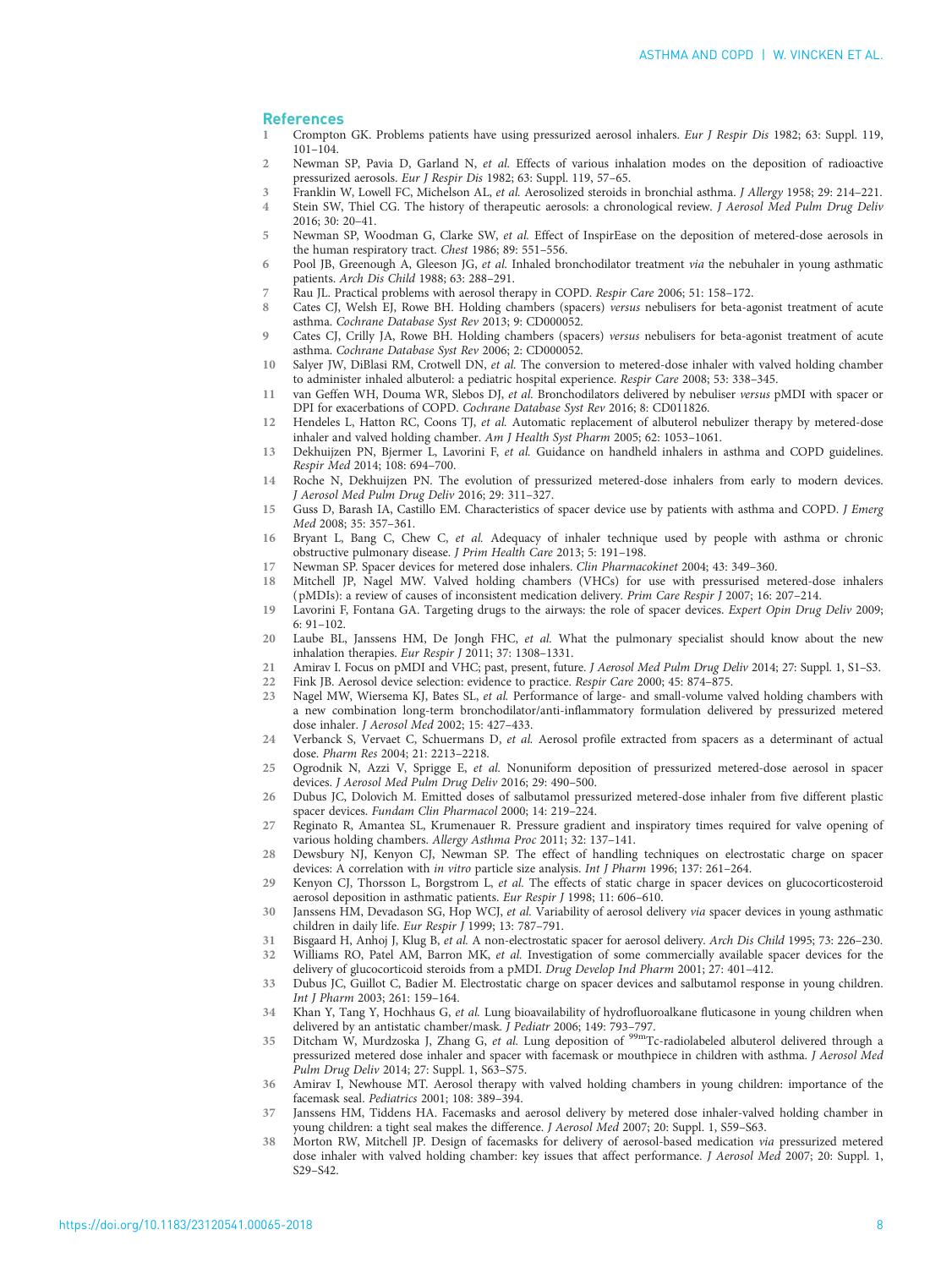## References

1. Crompton GK. Problems patients have using pressurized aerosol inhalers. *Eur J Respir Dis* 1982; 63: Suppl. 119, 101–104.
2. Newman SP, Pavia D, Garland N, *et al.* Effects of various inhalation modes on the deposition of radioactive pressurized aerosols. *Eur J Respir Dis* 1982; 63: Suppl. 119, 57–65.
3. Franklin W, Lowell FC, Michelson AL, *et al.* Aerosolized steroids in bronchial asthma. *J Allergy* 1958; 29: 214–221.
4. Stein SW, Thiel CG. The history of therapeutic aerosols: a chronological review. *J Aerosol Med Pulm Drug Deliv* 2016; 30: 20–41.
5. Newman SP, Woodman G, Clarke SW, *et al.* Effect of InspirEase on the deposition of metered-dose aerosols in the human respiratory tract. *Chest* 1986; 89: 551–556.
6. Pool JB, Greenough A, Gleeson JG, *et al.* Inhaled bronchodilator treatment *via* the nebuhaler in young asthmatic patients. *Arch Dis Child* 1988; 63: 288–291.
7. Rau JL. Practical problems with aerosol therapy in COPD. *Respir Care* 2006; 51: 158–172.
8. Cates CJ, Welsh EJ, Rowe BH. Holding chambers (spacers) *versus* nebulisers for beta-agonist treatment of acute asthma. *Cochrane Database Syst Rev* 2013; 9: CD000052.
9. Cates CJ, Crilly JA, Rowe BH. Holding chambers (spacers) *versus* nebulisers for beta-agonist treatment of acute asthma. *Cochrane Database Syst Rev* 2006; 2: CD000052.
10. Salyer JW, DiBlasi RM, Crotwell DN, *et al.* The conversion to metered-dose inhaler with valved holding chamber to administer inhaled albuterol: a pediatric hospital experience. *Respir Care* 2008; 53: 338–345.
11. van Geffen WH, Douma WR, Slebos DJ, *et al.* Bronchodilators delivered by nebuliser *versus* pMDI with spacer or DPI for exacerbations of COPD. *Cochrane Database Syst Rev* 2016; 8: CD011826.
12. Hendeles L, Hatton RC, Coons TJ, *et al.* Automatic replacement of albuterol nebulizer therapy by metered-dose inhaler and valved holding chamber. *Am J Health Syst Pharm* 2005; 62: 1053–1061.
13. Dekhuijzen PN, Bjermer L, Lavorini F, *et al.* Guidance on handheld inhalers in asthma and COPD guidelines. *Respir Med* 2014; 108: 694–700.
14. Roche N, Dekhuijzen PN. The evolution of pressurized metered-dose inhalers from early to modern devices. *J Aerosol Med Pulm Drug Deliv* 2016; 29: 311–327.
15. Guss D, Barash IA, Castillo EM. Characteristics of spacer device use by patients with asthma and COPD. *J Emerg Med* 2008; 35: 357–361.
16. Bryant L, Bang C, Chew C, *et al.* Adequacy of inhaler technique used by people with asthma or chronic obstructive pulmonary disease. *J Prim Health Care* 2013; 5: 191–198.
17. Newman SP. Spacer devices for metered dose inhalers. *Clin Pharmacokinet* 2004; 43: 349–360.
18. Mitchell JP, Nagel MW. Valved holding chambers (VHCs) for use with pressurised metered-dose inhalers (pMDIs): a review of causes of inconsistent medication delivery. *Prim Care Respir J* 2007; 16: 207–214.
19. Lavorini F, Fontana GA. Targeting drugs to the airways: the role of spacer devices. *Expert Opin Drug Deliv* 2009; 6: 91–102.
20. Laube BL, Janssens HM, De Jongh FHC, *et al.* What the pulmonary specialist should know about the new inhalation therapies. *Eur Respir J* 2011; 37: 1308–1331.
21. Amirav I. Focus on pMDI and VHC; past, present, future. *J Aerosol Med Pulm Drug Deliv* 2014; 27: Suppl. 1, S1–S3.
22. Fink JB. Aerosol device selection: evidence to practice. *Respir Care* 2000; 45: 874–875.
23. Nagel MW, Wiersema KJ, Bates SL, *et al.* Performance of large- and small-volume valved holding chambers with a new combination long-term bronchodilator/anti-inflammatory formulation delivered by pressurized metered dose inhaler. *J Aerosol Med* 2002; 15: 427–433.
24. Verbanck S, Vervaet C, Schuermans D, *et al.* Aerosol profile extracted from spacers as a determinant of actual dose. *Pharm Res* 2004; 21: 2213–2218.
25. Ogrodnik N, Azzi V, Sprigge E, *et al.* Nonuniform deposition of pressurized metered-dose aerosol in spacer devices. *J Aerosol Med Pulm Drug Deliv* 2016; 29: 490–500.
26. Dubus JC, Dolovich M. Emitted doses of salbutamol pressurized metered-dose inhaler from five different plastic spacer devices. *Fundam Clin Pharmacol* 2000; 14: 219–224.
27. Reginato R, Amantea SL, Krumenauer R. Pressure gradient and inspiratory times required for valve opening of various holding chambers. *Allergy Asthma Proc* 2011; 32: 137–141.
28. Dewsbury NJ, Kenyon CJ, Newman SP. The effect of handling techniques on electrostatic charge on spacer devices: A correlation with *in vitro* particle size analysis. *Int J Pharm* 1996; 137: 261–264.
29. Kenyon CJ, Thorsson L, Borgstrom L, *et al.* The effects of static charge in spacer devices on glucocorticosteroid aerosol deposition in asthmatic patients. *Eur Respir J* 1998; 11: 606–610.
30. Janssens HM, Devadason SG, Hop WCJ, *et al.* Variability of aerosol delivery *via* spacer devices in young asthmatic children in daily life. *Eur Respir J* 1999; 13: 787–791.
31. Bisgaard H, Anhoj J, Klug B, *et al.* A non-electrostatic spacer for aerosol delivery. *Arch Dis Child* 1995; 73: 226–230.
32. Williams RO, Patel AM, Barron MK, *et al.* Investigation of some commercially available spacer devices for the delivery of glucocorticoid steroids from a pMDI. *Drug Develop Ind Pharm* 2001; 27: 401–412.
33. Dubus JC, Guillot C, Badier M. Electrostatic charge on spacer devices and salbutamol response in young children. *Int J Pharm* 2003; 261: 159–164.
34. Khan Y, Tang Y, Hochhaus G, *et al.* Lung bioavailability of hydrofluoroalkane fluticasone in young children when delivered by an antistatic chamber/mask. *J Pediatr* 2006; 149: 793–797.
35. Ditcham W, Murdzoska J, Zhang G, *et al.* Lung deposition of $^{99m}$Tc-radiolabeled albuterol delivered through a pressurized metered dose inhaler and spacer with facemask or mouthpiece in children with asthma. *J Aerosol Med Pulm Drug Deliv* 2014; 27: Suppl. 1, S63–S75.
36. Amirav I, Newhouse MT. Aerosol therapy with valved holding chambers in young children: importance of the facemask seal. *Pediatrics* 2001; 108: 389–394.
37. Janssens HM, Tiddens HA. Facemasks and aerosol delivery by metered dose inhaler-valved holding chamber in young children: a tight seal makes the difference. *J Aerosol Med* 2007; 20: Suppl. 1, S59–S63.
38. Morton RW, Mitchell JP. Design of facemasks for delivery of aerosol-based medication *via* pressurized metered dose inhaler with valved holding chamber: key issues that affect performance. *J Aerosol Med* 2007; 20: Suppl. 1, S29–S42.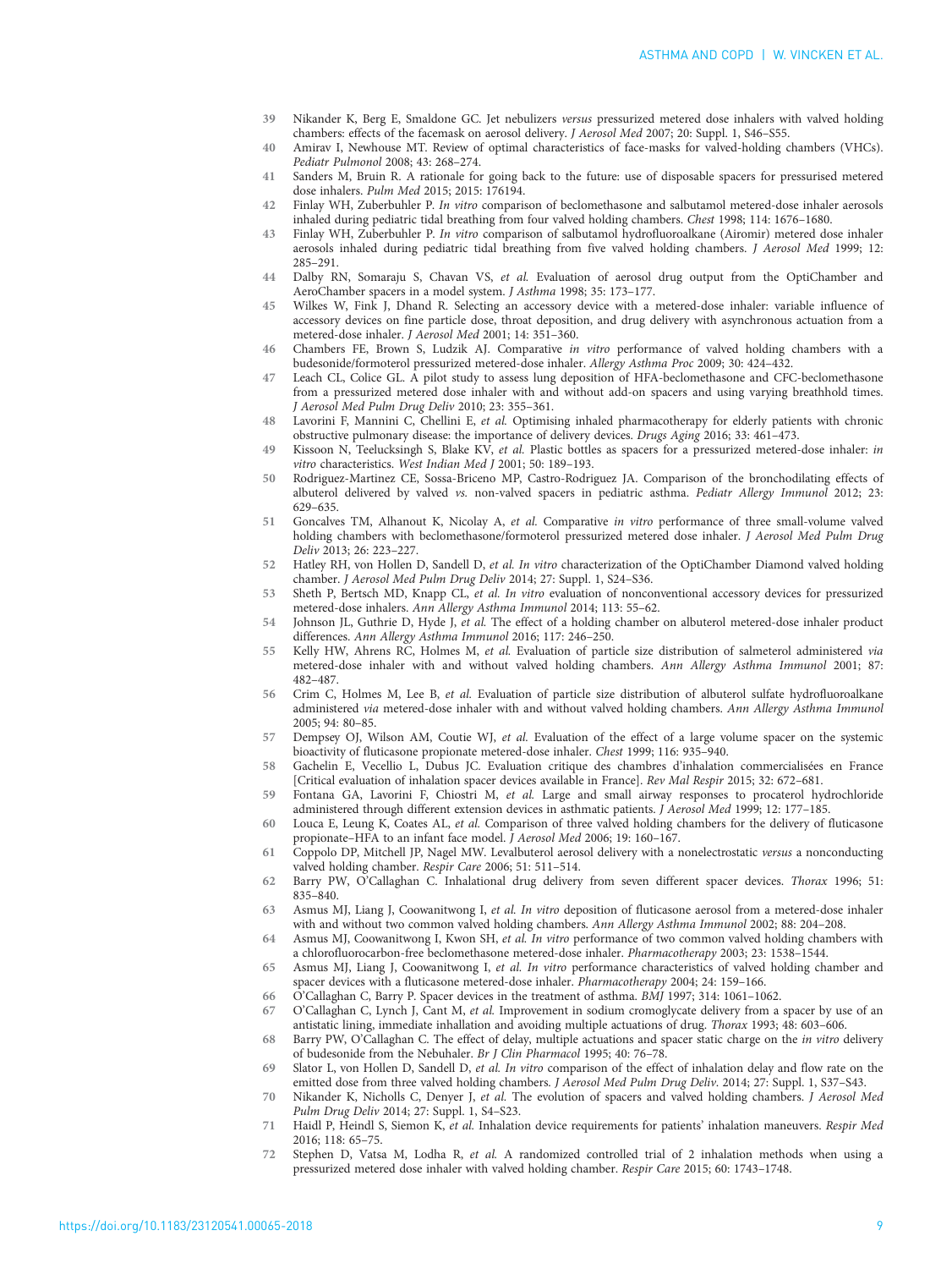39 Nikander K, Berg E, Smaldone GC. Jet nebulizers *versus* pressurized metered dose inhalers with valved holding chambers: effects of the facemask on aerosol delivery. *J Aerosol Med* 2007; 20: Suppl. 1, S46–S55.

40 Amirav I, Newhouse MT. Review of optimal characteristics of face-masks for valved-holding chambers (VHCs). *Pediatr Pulmonol* 2008; 43: 268–274.

41 Sanders M, Bruin R. A rationale for going back to the future: use of disposable spacers for pressurised metered dose inhalers. *Pulm Med* 2015; 2015: 176194.

42 Finlay WH, Zuberbuhler P. *In vitro* comparison of beclomethasone and salbutamol metered-dose inhaler aerosols inhaled during pediatric tidal breathing from four valved holding chambers. *Chest* 1998; 114: 1676–1680.

43 Finlay WH, Zuberbuhler P. *In vitro* comparison of salbutamol hydrofluoroalkane (Airomir) metered dose inhaler aerosols inhaled during pediatric tidal breathing from five valved holding chambers. *J Aerosol Med* 1999; 12: 285–291.

44 Dalby RN, Somaraju S, Chavan VS, *et al.* Evaluation of aerosol drug output from the OptiChamber and AeroChamber spacers in a model system. *J Asthma* 1998; 35: 173–177.

45 Wilkes W, Fink J, Dhand R. Selecting an accessory device with a metered-dose inhaler: variable influence of accessory devices on fine particle dose, throat deposition, and drug delivery with asynchronous actuation from a metered-dose inhaler. *J Aerosol Med* 2001; 14: 351–360.

46 Chambers FE, Brown S, Ludzik AJ. Comparative *in vitro* performance of valved holding chambers with a budesonide/formoterol pressurized metered-dose inhaler. *Allergy Asthma Proc* 2009; 30: 424–432.

47 Leach CL, Colice GL. A pilot study to assess lung deposition of HFA-beclomethasone and CFC-beclomethasone from a pressurized metered dose inhaler with and without add-on spacers and using varying breathhold times. *J Aerosol Med Pulm Drug Deliv* 2010; 23: 355–361.

48 Lavorini F, Mannini C, Chellini E, *et al.* Optimising inhaled pharmacotherapy for elderly patients with chronic obstructive pulmonary disease: the importance of delivery devices. *Drugs Aging* 2016; 33: 461–473.

49 Kissoon N, Teelucksingh S, Blake KV, *et al.* Plastic bottles as spacers for a pressurized metered-dose inhaler: *in vitro* characteristics. *West Indian Med J* 2001; 50: 189–193.

50 Rodriguez-Martinez CE, Sossa-Briceno MP, Castro-Rodriguez JA. Comparison of the bronchodilating effects of albuterol delivered by valved *vs.* non-valved spacers in pediatric asthma. *Pediatr Allergy Immunol* 2012; 23: 629–635.

51 Goncalves TM, Alhanout K, Nicolay A, *et al.* Comparative *in vitro* performance of three small-volume valved holding chambers with beclomethasone/formoterol pressurized metered dose inhaler. *J Aerosol Med Pulm Drug Deliv* 2013; 26: 223–227.

52 Hatley RH, von Hollen D, Sandell D, *et al.* *In vitro* characterization of the OptiChamber Diamond valved holding chamber. *J Aerosol Med Pulm Drug Deliv* 2014; 27: Suppl. 1, S24–S36.

53 Sheth P, Bertsch MD, Knapp CL, *et al.* *In vitro* evaluation of nonconventional accessory devices for pressurized metered-dose inhalers. *Ann Allergy Asthma Immunol* 2014; 113: 55–62.

54 Johnson JL, Guthrie D, Hyde J, *et al.* The effect of a holding chamber on albuterol metered-dose inhaler product differences. *Ann Allergy Asthma Immunol* 2016; 117: 246–250.

55 Kelly HW, Ahrens RC, Holmes M, *et al.* Evaluation of particle size distribution of salmeterol administered *via* metered-dose inhaler with and without valved holding chambers. *Ann Allergy Asthma Immunol* 2001; 87: 482–487.

56 Crim C, Holmes M, Lee B, *et al.* Evaluation of particle size distribution of albuterol sulfate hydrofluoroalkane administered *via* metered-dose inhaler with and without valved holding chambers. *Ann Allergy Asthma Immunol* 2005; 94: 80–85.

57 Dempsey OJ, Wilson AM, Coutie WJ, *et al.* Evaluation of the effect of a large volume spacer on the systemic bioactivity of fluticasone propionate metered-dose inhaler. *Chest* 1999; 116: 935–940.

58 Gachelin E, Vecellio L, Dubus JC. Evaluation critique des chambres d'inhalation commercialisées en France [Critical evaluation of inhalation spacer devices available in France]. *Rev Mal Respir* 2015; 32: 672–681.

59 Fontana GA, Lavorini F, Chiostri M, *et al.* Large and small airway responses to procaterol hydrochloride administered through different extension devices in asthmatic patients. *J Aerosol Med* 1999; 12: 177–185.

60 Louca E, Leung K, Coates AL, *et al.* Comparison of three valved holding chambers for the delivery of fluticasone propionate–HFA to an infant face model. *J Aerosol Med* 2006; 19: 160–167.

61 Coppolo DP, Mitchell JP, Nagel MW. Levalbuterol aerosol delivery with a nonelectrostatic *versus* a nonconducting valved holding chamber. *Respir Care* 2006; 51: 511–514.

62 Barry PW, O'Callaghan C. Inhalational drug delivery from seven different spacer devices. *Thorax* 1996; 51: 835–840.

63 Asmus MJ, Liang J, Coowanitwong I, *et al.* *In vitro* deposition of fluticasone aerosol from a metered-dose inhaler with and without two common valved holding chambers. *Ann Allergy Asthma Immunol* 2002; 88: 204–208.

64 Asmus MJ, Coowanitwong I, Kwon SH, *et al.* *In vitro* performance of two common valved holding chambers with a chlorofluorocarbon-free beclomethasone metered-dose inhaler. *Pharmacotherapy* 2003; 23: 1538–1544.

65 Asmus MJ, Liang J, Coowanitwong I, *et al.* *In vitro* performance characteristics of valved holding chamber and spacer devices with a fluticasone metered-dose inhaler. *Pharmacotherapy* 2004; 24: 159–166.

66 O'Callaghan C, Barry P. Spacer devices in the treatment of asthma. *BMJ* 1997; 314: 1061–1062.

67 O'Callaghan C, Lynch J, Cant M, *et al.* Improvement in sodium cromoglycate delivery from a spacer by use of an antistatic lining, immediate inhalation and avoiding multiple actuations of drug. *Thorax* 1993; 48: 603–606.

68 Barry PW, O'Callaghan C. The effect of delay, multiple actuations and spacer static charge on the *in vitro* delivery of budesonide from the Nebuhaler. *Br J Clin Pharmacol* 1995; 40: 76–78.

69 Slator L, von Hollen D, Sandell D, *et al.* *In vitro* comparison of the effect of inhalation delay and flow rate on the emitted dose from three valved holding chambers. *J Aerosol Med Pulm Drug Deliv.* 2014; 27: Suppl. 1, S37–S43.

70 Nikander K, Nicholls C, Denyer J, *et al.* The evolution of spacers and valved holding chambers. *J Aerosol Med Pulm Drug Deliv* 2014; 27: Suppl. 1, S4–S23.

71 Haidl P, Heindl S, Siemon K, *et al.* Inhalation device requirements for patients' inhalation maneuvers. *Respir Med* 2016; 118: 65–75.

72 Stephen D, Vatsa M, Lodha R, *et al.* A randomized controlled trial of 2 inhalation methods when using a pressurized metered dose inhaler with valved holding chamber. *Respir Care* 2015; 60: 1743–1748.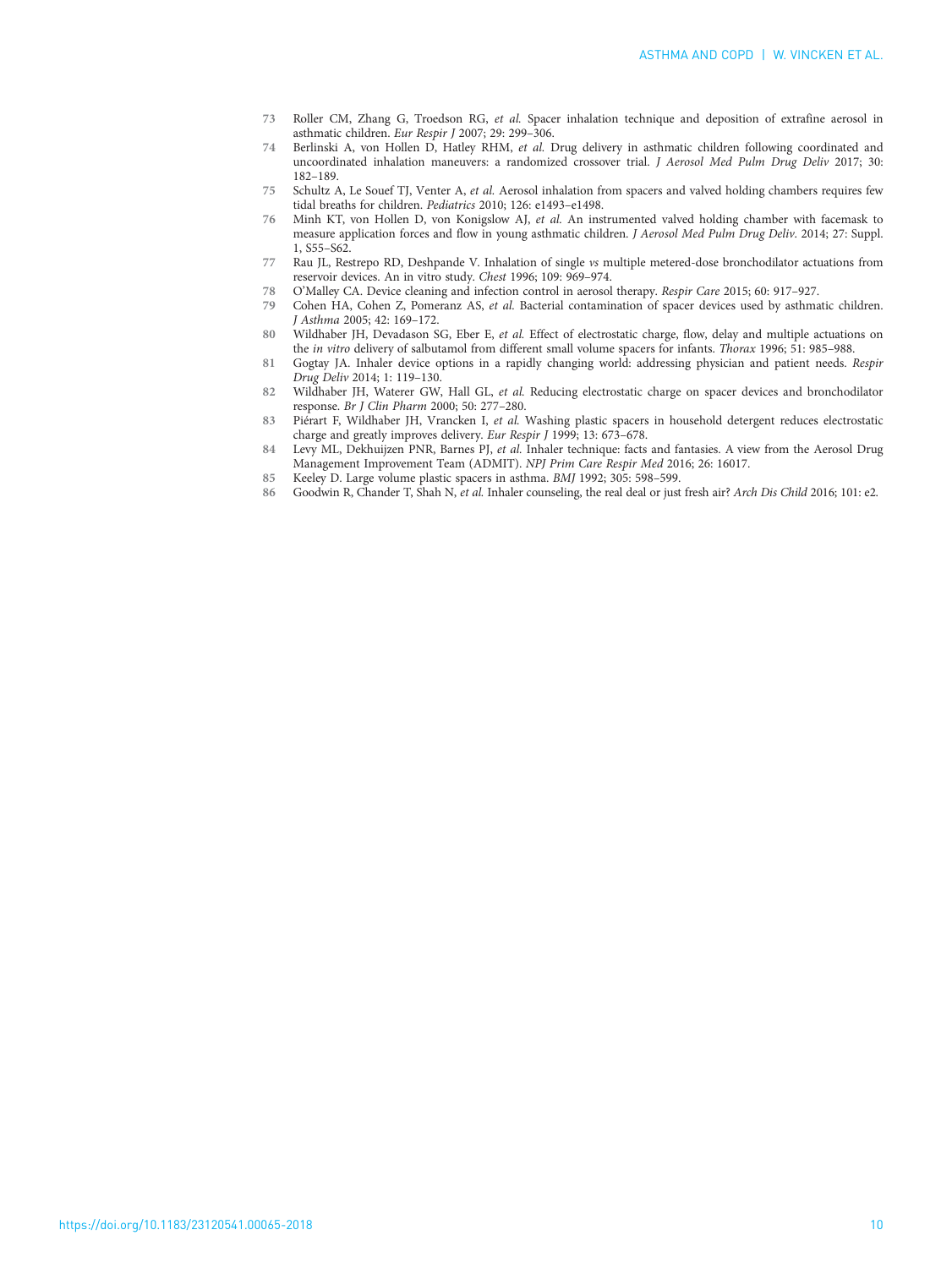73 Roller CM, Zhang G, Troedson RG, *et al.* Spacer inhalation technique and deposition of extrafine aerosol in asthmatic children. *Eur Respir J* 2007; 29: 299–306.

74 Berlinski A, von Hollen D, Hatley RHM, *et al.* Drug delivery in asthmatic children following coordinated and uncoordinated inhalation maneuvers: a randomized crossover trial. *J Aerosol Med Pulm Drug Deliv* 2017; 30: 182–189.

75 Schultz A, Le Souef TJ, Venter A, *et al.* Aerosol inhalation from spacers and valved holding chambers requires few tidal breaths for children. *Pediatrics* 2010; 126: e1493–e1498.

76 Minh KT, von Hollen D, von Konigslow AJ, *et al.* An instrumented valved holding chamber with facemask to measure application forces and flow in young asthmatic children. *J Aerosol Med Pulm Drug Deliv*. 2014; 27: Suppl. 1, S55–S62.

77 Rau JL, Restrepo RD, Deshpande V. Inhalation of single *vs* multiple metered-dose bronchodilator actuations from reservoir devices. An in vitro study. *Chest* 1996; 109: 969–974.

78 O'Malley CA. Device cleaning and infection control in aerosol therapy. *Respir Care* 2015; 60: 917–927.

79 Cohen HA, Cohen Z, Pomeranz AS, *et al.* Bacterial contamination of spacer devices used by asthmatic children. *J Asthma* 2005; 42: 169–172.

80 Wildhaber JH, Devadason SG, Eber E, *et al.* Effect of electrostatic charge, flow, delay and multiple actuations on the *in vitro* delivery of salbutamol from different small volume spacers for infants. *Thorax* 1996; 51: 985–988.

81 Gogtay JA. Inhaler device options in a rapidly changing world: addressing physician and patient needs. *Respir Drug Deliv* 2014; 1: 119–130.

82 Wildhaber JH, Waterer GW, Hall GL, *et al.* Reducing electrostatic charge on spacer devices and bronchodilator response. *Br J Clin Pharm* 2000; 50: 277–280.

83 Piérart F, Wildhaber JH, Vrancken I, *et al.* Washing plastic spacers in household detergent reduces electrostatic charge and greatly improves delivery. *Eur Respir J* 1999; 13: 673–678.

84 Levy ML, Dekhuijzen PNR, Barnes PJ, *et al.* Inhaler technique: facts and fantasies. A view from the Aerosol Drug Management Improvement Team (ADMIT). *NPJ Prim Care Respir Med* 2016; 26: 16017.

85 Keeley D. Large volume plastic spacers in asthma. *BMJ* 1992; 305: 598–599.

86 Goodwin R, Chander T, Shah N, *et al.* Inhaler counseling, the real deal or just fresh air? *Arch Dis Child* 2016; 101: e2.